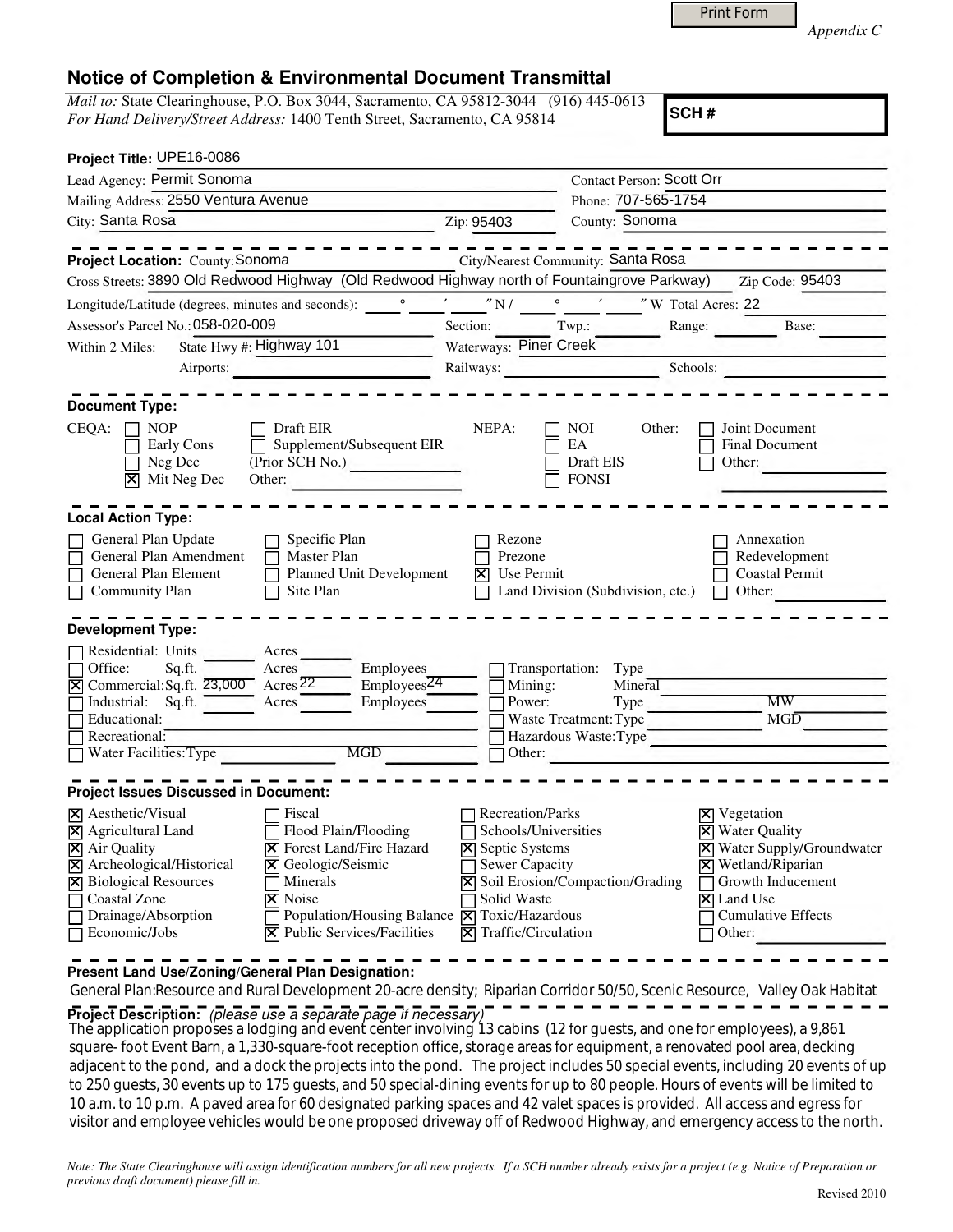Print Form

*Appendix C*

# Notice of Completion & Environmental Document Transmittal

*Mail to:* State Clearinghouse, P.O. Box 3044, Sacramento, CA 95812-3044 (916) 445-0613
*For Hand Delivery/Street Address:* 1400 Tenth Street, Sacramento, CA 95814

**SCH #**

**Project Title:** UPE16-0086

Lead Agency: Permit Sonoma
Contact Person: Scott Orr
Mailing Address: 2550 Ventura Avenue
Phone: 707-565-1754
City: Santa Rosa
Zip: 95403
County: Sonoma

**Project Location:** County: Sonoma
City/Nearest Community: Santa Rosa
Cross Streets: 3890 Old Redwood Highway (Old Redwood Highway north of Fountaingrove Parkway)
Zip Code: 95403
Longitude/Latitude (degrees, minutes and seconds): ___° ___′ ___″ N / ___° ___′ ___″ W
Total Acres: 22
Assessor's Parcel No.: 058-020-009
Section: ___ Twp.: ___ Range: ___ Base: ___
Within 2 Miles: State Hwy #: Highway 101
Waterways: Piner Creek
Airports: ___
Railways: ___
Schools: ___

**Document Type:**

CEQA:
- ☐ NOP
- ☐ Early Cons
- ☐ Neg Dec
- ☒ Mit Neg Dec
- ☐ Draft EIR
- ☐ Supplement/Subsequent EIR (Prior SCH No.) ___
- Other: ___

NEPA:
- ☐ NOI
- ☐ EA
- ☐ Draft EIS
- ☐ FONSI

Other:
- ☐ Joint Document
- ☐ Final Document
- ☐ Other: ___

**Local Action Type:**

- ☐ General Plan Update
- ☐ General Plan Amendment
- ☐ General Plan Element
- ☐ Community Plan
- ☐ Specific Plan
- ☐ Master Plan
- ☐ Planned Unit Development
- ☐ Site Plan
- ☐ Rezone
- ☐ Prezone
- ☒ Use Permit
- ☐ Land Division (Subdivision, etc.)
- ☐ Annexation
- ☐ Redevelopment
- ☐ Coastal Permit
- ☐ Other: ___

**Development Type:**

- ☐ Residential: Units ___ Acres ___
- ☐ Office: Sq.ft. ___ Acres ___ Employees ___
- ☒ Commercial: Sq.ft. 23,000 Acres 22 Employees 24
- ☐ Industrial: Sq.ft. ___ Acres ___ Employees ___
- ☐ Educational: ___
- ☐ Recreational: ___
- ☐ Water Facilities: Type ___ MGD ___
- ☐ Transportation: Type ___
- ☐ Mining: Mineral ___
- ☐ Power: Type ___ MW ___
- ☐ Waste Treatment: Type ___ MGD ___
- ☐ Hazardous Waste: Type ___
- ☐ Other: ___

**Project Issues Discussed in Document:**

- ☒ Aesthetic/Visual
- ☒ Agricultural Land
- ☒ Air Quality
- ☒ Archeological/Historical
- ☒ Biological Resources
- ☐ Coastal Zone
- ☐ Drainage/Absorption
- ☐ Economic/Jobs
- ☐ Fiscal
- ☐ Flood Plain/Flooding
- ☒ Forest Land/Fire Hazard
- ☒ Geologic/Seismic
- ☐ Minerals
- ☒ Noise
- ☐ Population/Housing Balance
- ☒ Public Services/Facilities
- ☐ Recreation/Parks
- ☐ Schools/Universities
- ☒ Septic Systems
- ☐ Sewer Capacity
- ☒ Soil Erosion/Compaction/Grading
- ☐ Solid Waste
- ☒ Toxic/Hazardous
- ☒ Traffic/Circulation
- ☒ Vegetation
- ☒ Water Quality
- ☒ Water Supply/Groundwater
- ☒ Wetland/Riparian
- ☐ Growth Inducement
- ☒ Land Use
- ☐ Cumulative Effects
- ☐ Other: ___

**Present Land Use/Zoning/General Plan Designation:**

General Plan:Resource and Rural Development 20-acre density; Riparian Corridor 50/50, Scenic Resource, Valley Oak Habitat

**Project Description:** *(please use a separate page if necessary)*

The application proposes a lodging and event center involving 13 cabins (12 for guests, and one for employees), a 9,861 square- foot Event Barn, a 1,330-square-foot reception office, storage areas for equipment, a renovated pool area, decking adjacent to the pond, and a dock the projects into the pond. The project includes 50 special events, including 20 events of up to 250 guests, 30 events up to 175 guests, and 50 special-dining events for up to 80 people. Hours of events will be limited to 10 a.m. to 10 p.m. A paved area for 60 designated parking spaces and 42 valet spaces is provided. All access and egress for visitor and employee vehicles would be one proposed driveway off of Redwood Highway, and emergency access to the north.

*Note: The State Clearinghouse will assign identification numbers for all new projects. If a SCH number already exists for a project (e.g. Notice of Preparation or previous draft document) please fill in.*

Revised 2010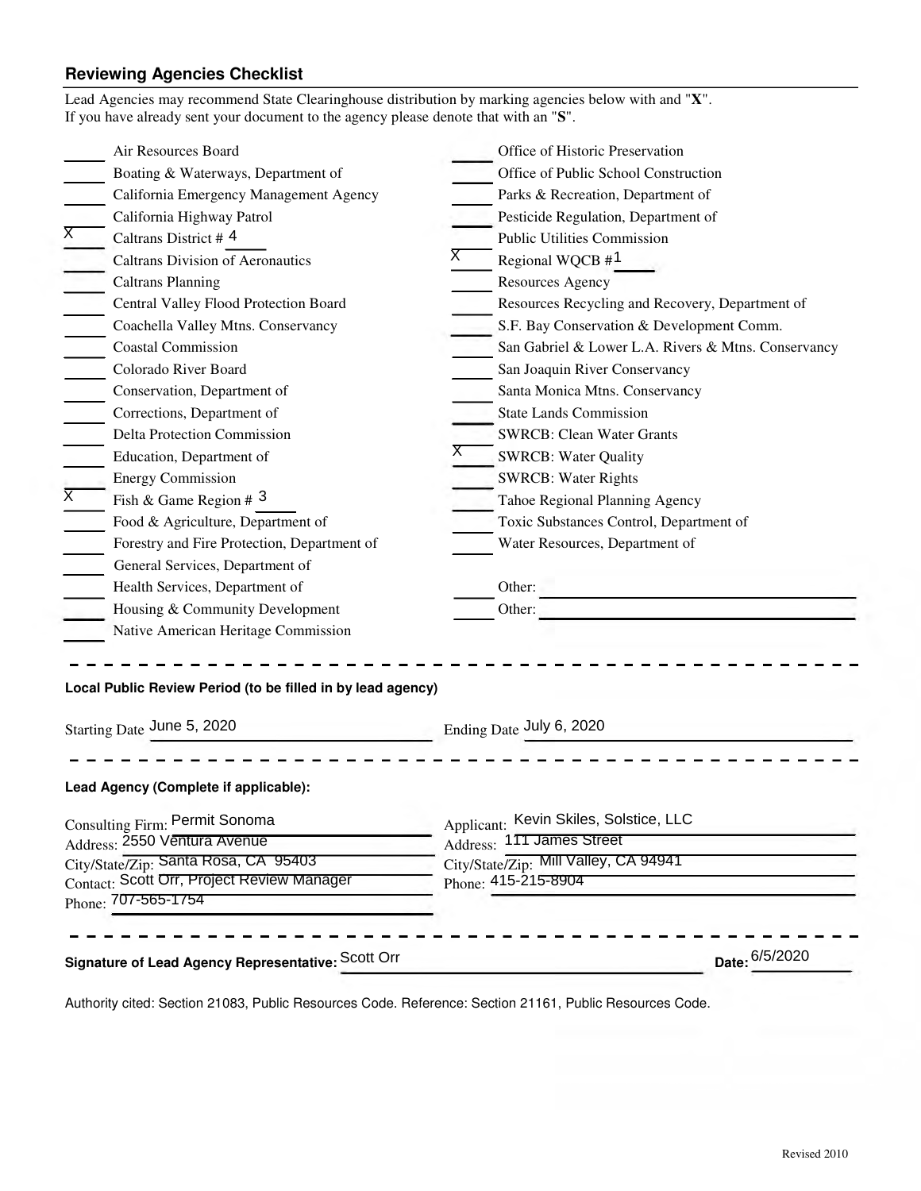## Reviewing Agencies Checklist

Lead Agencies may recommend State Clearinghouse distribution by marking agencies below with and "**X**".
If you have already sent your document to the agency please denote that with an "**S**".

| | | | |
|---|---|---|---|
| | Air Resources Board | | Office of Historic Preservation |
| | Boating & Waterways, Department of | | Office of Public School Construction |
| | California Emergency Management Agency | | Parks & Recreation, Department of |
| | California Highway Patrol | | Pesticide Regulation, Department of |
| X | Caltrans District # 4 | | Public Utilities Commission |
| | Caltrans Division of Aeronautics | X | Regional WQCB #1 |
| | Caltrans Planning | | Resources Agency |
| | Central Valley Flood Protection Board | | Resources Recycling and Recovery, Department of |
| | Coachella Valley Mtns. Conservancy | | S.F. Bay Conservation & Development Comm. |
| | Coastal Commission | | San Gabriel & Lower L.A. Rivers & Mtns. Conservancy |
| | Colorado River Board | | San Joaquin River Conservancy |
| | Conservation, Department of | | Santa Monica Mtns. Conservancy |
| | Corrections, Department of | | State Lands Commission |
| | Delta Protection Commission | | SWRCB: Clean Water Grants |
| | Education, Department of | X | SWRCB: Water Quality |
| | Energy Commission | | SWRCB: Water Rights |
| X | Fish & Game Region # 3 | | Tahoe Regional Planning Agency |
| | Food & Agriculture, Department of | | Toxic Substances Control, Department of |
| | Forestry and Fire Protection, Department of | | Water Resources, Department of |
| | General Services, Department of | | |
| | Health Services, Department of | | Other: |
| | Housing & Community Development | | Other: |
| | Native American Heritage Commission | | |

**Local Public Review Period (to be filled in by lead agency)**

Starting Date June 5, 2020 Ending Date July 6, 2020

**Lead Agency (Complete if applicable):**

Consulting Firm: Permit Sonoma
Address: 2550 Ventura Avenue
City/State/Zip: Santa Rosa, CA 95403
Contact: Scott Orr, Project Review Manager
Phone: 707-565-1754

Applicant: Kevin Skiles, Solstice, LLC
Address: 111 James Street
City/State/Zip: Mill Valley, CA 94941
Phone: 415-215-8904

**Signature of Lead Agency Representative:** Scott Orr **Date:** 6/5/2020

Authority cited: Section 21083, Public Resources Code. Reference: Section 21161, Public Resources Code.

Revised 2010